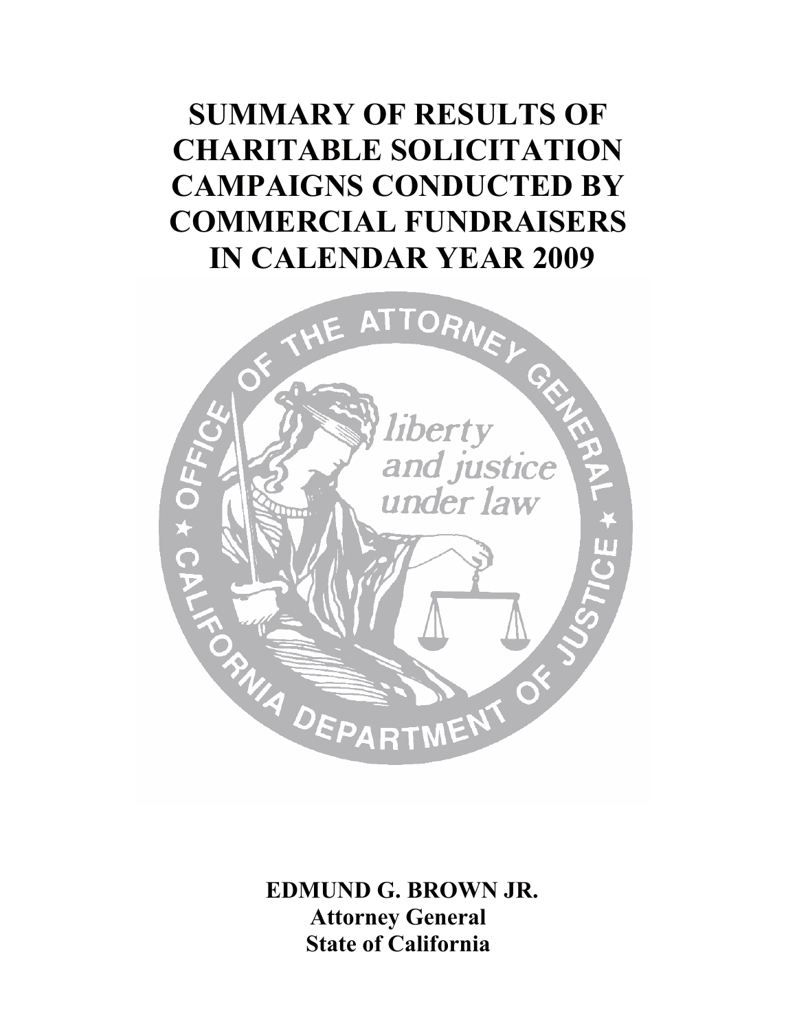# SUMMARY OF RESULTS OF CHARITABLE SOLICITATION CAMPAIGNS CONDUCTED BY COMMERCIAL FUNDRAISERS IN CALENDAR YEAR 2009

**EDMUND G. BROWN JR.**
**Attorney General**
**State of California**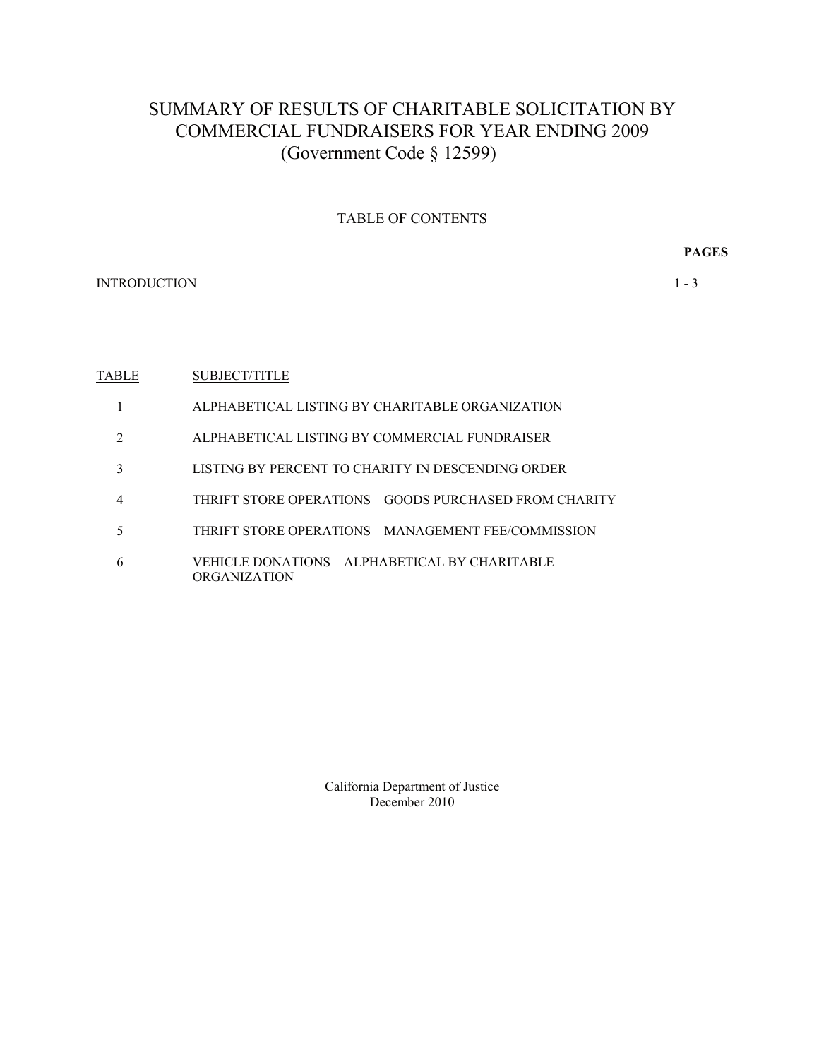# SUMMARY OF RESULTS OF CHARITABLE SOLICITATION BY COMMERCIAL FUNDRAISERS FOR YEAR ENDING 2009
## (Government Code § 12599)

### TABLE OF CONTENTS

| | | PAGES |
|---|---|---|
| INTRODUCTION | | 1 - 3 |

| TABLE | SUBJECT/TITLE |
|---|---|
| 1 | ALPHABETICAL LISTING BY CHARITABLE ORGANIZATION |
| 2 | ALPHABETICAL LISTING BY COMMERCIAL FUNDRAISER |
| 3 | LISTING BY PERCENT TO CHARITY IN DESCENDING ORDER |
| 4 | THRIFT STORE OPERATIONS – GOODS PURCHASED FROM CHARITY |
| 5 | THRIFT STORE OPERATIONS – MANAGEMENT FEE/COMMISSION |
| 6 | VEHICLE DONATIONS – ALPHABETICAL BY CHARITABLE ORGANIZATION |

California Department of Justice
December 2010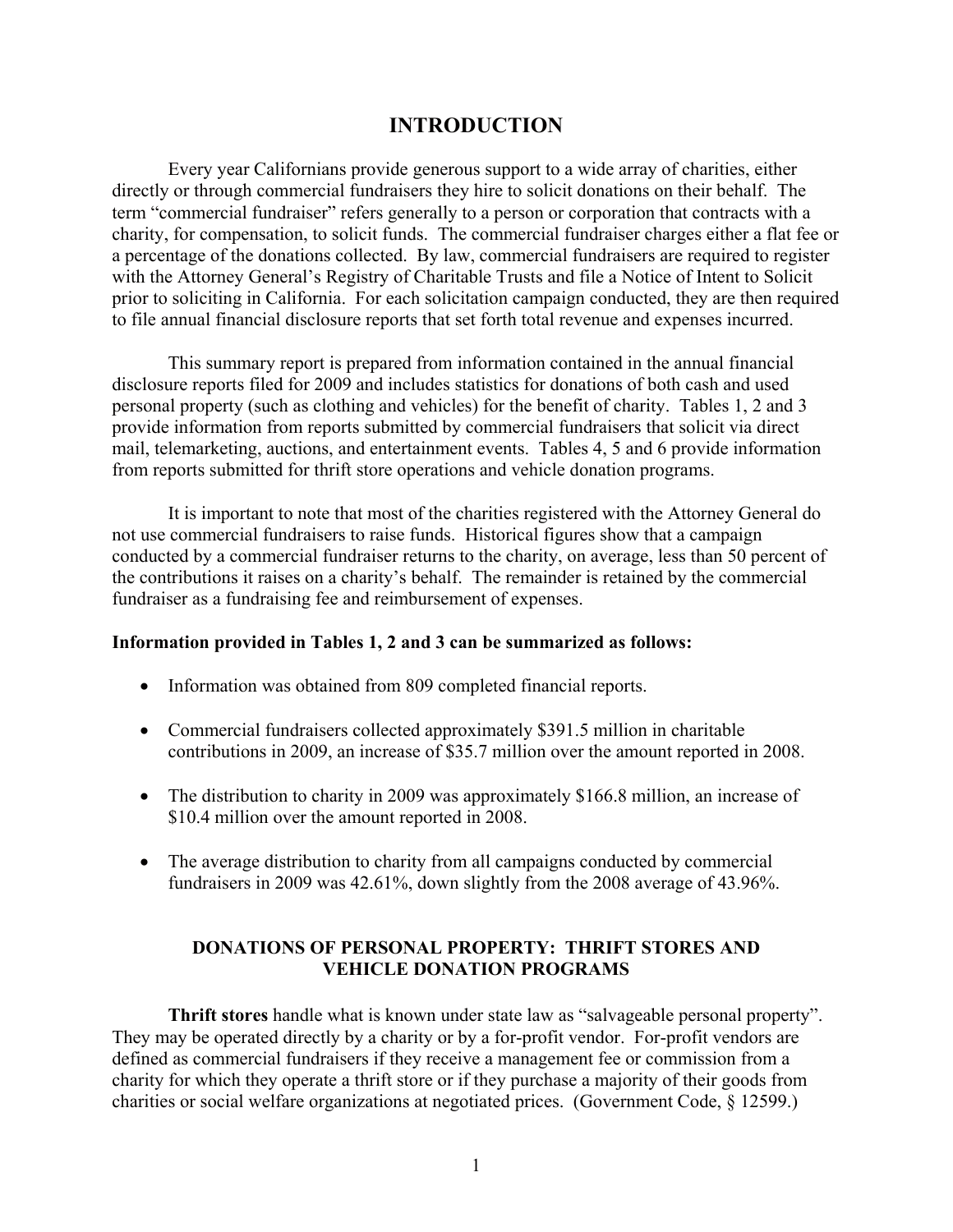# INTRODUCTION

Every year Californians provide generous support to a wide array of charities, either directly or through commercial fundraisers they hire to solicit donations on their behalf. The term "commercial fundraiser" refers generally to a person or corporation that contracts with a charity, for compensation, to solicit funds. The commercial fundraiser charges either a flat fee or a percentage of the donations collected. By law, commercial fundraisers are required to register with the Attorney General's Registry of Charitable Trusts and file a Notice of Intent to Solicit prior to soliciting in California. For each solicitation campaign conducted, they are then required to file annual financial disclosure reports that set forth total revenue and expenses incurred.

This summary report is prepared from information contained in the annual financial disclosure reports filed for 2009 and includes statistics for donations of both cash and used personal property (such as clothing and vehicles) for the benefit of charity. Tables 1, 2 and 3 provide information from reports submitted by commercial fundraisers that solicit via direct mail, telemarketing, auctions, and entertainment events. Tables 4, 5 and 6 provide information from reports submitted for thrift store operations and vehicle donation programs.

It is important to note that most of the charities registered with the Attorney General do not use commercial fundraisers to raise funds. Historical figures show that a campaign conducted by a commercial fundraiser returns to the charity, on average, less than 50 percent of the contributions it raises on a charity's behalf. The remainder is retained by the commercial fundraiser as a fundraising fee and reimbursement of expenses.

**Information provided in Tables 1, 2 and 3 can be summarized as follows:**

- Information was obtained from 809 completed financial reports.
- Commercial fundraisers collected approximately $391.5 million in charitable contributions in 2009, an increase of $35.7 million over the amount reported in 2008.
- The distribution to charity in 2009 was approximately $166.8 million, an increase of $10.4 million over the amount reported in 2008.
- The average distribution to charity from all campaigns conducted by commercial fundraisers in 2009 was 42.61%, down slightly from the 2008 average of 43.96%.

### DONATIONS OF PERSONAL PROPERTY: THRIFT STORES AND VEHICLE DONATION PROGRAMS

**Thrift stores** handle what is known under state law as "salvageable personal property". They may be operated directly by a charity or by a for-profit vendor. For-profit vendors are defined as commercial fundraisers if they receive a management fee or commission from a charity for which they operate a thrift store or if they purchase a majority of their goods from charities or social welfare organizations at negotiated prices. (Government Code, § 12599.)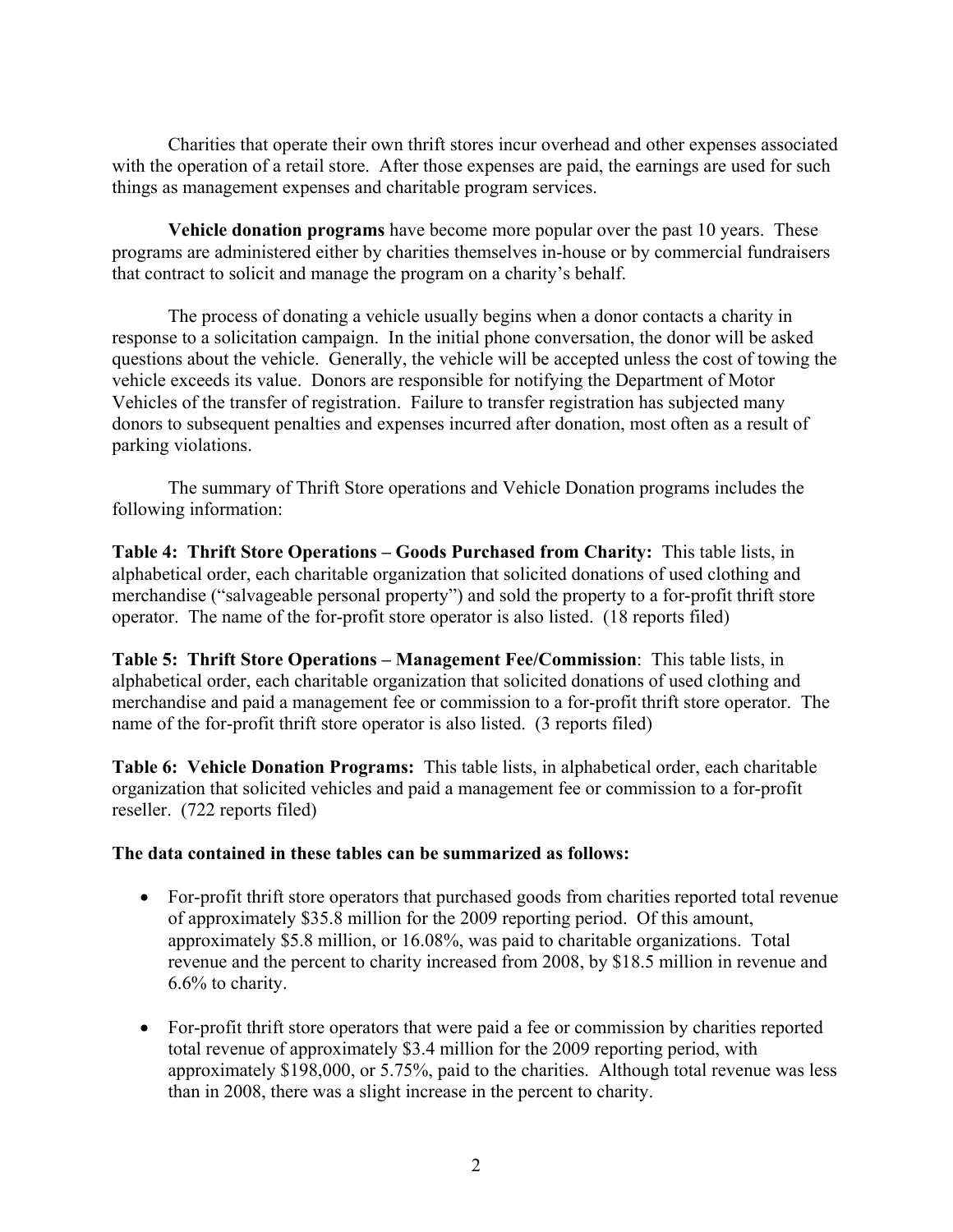Charities that operate their own thrift stores incur overhead and other expenses associated with the operation of a retail store. After those expenses are paid, the earnings are used for such things as management expenses and charitable program services.

**Vehicle donation programs** have become more popular over the past 10 years. These programs are administered either by charities themselves in-house or by commercial fundraisers that contract to solicit and manage the program on a charity's behalf.

The process of donating a vehicle usually begins when a donor contacts a charity in response to a solicitation campaign. In the initial phone conversation, the donor will be asked questions about the vehicle. Generally, the vehicle will be accepted unless the cost of towing the vehicle exceeds its value. Donors are responsible for notifying the Department of Motor Vehicles of the transfer of registration. Failure to transfer registration has subjected many donors to subsequent penalties and expenses incurred after donation, most often as a result of parking violations.

The summary of Thrift Store operations and Vehicle Donation programs includes the following information:

**Table 4: Thrift Store Operations – Goods Purchased from Charity:** This table lists, in alphabetical order, each charitable organization that solicited donations of used clothing and merchandise ("salvageable personal property") and sold the property to a for-profit thrift store operator. The name of the for-profit store operator is also listed. (18 reports filed)

**Table 5: Thrift Store Operations – Management Fee/Commission**: This table lists, in alphabetical order, each charitable organization that solicited donations of used clothing and merchandise and paid a management fee or commission to a for-profit thrift store operator. The name of the for-profit thrift store operator is also listed. (3 reports filed)

**Table 6: Vehicle Donation Programs:** This table lists, in alphabetical order, each charitable organization that solicited vehicles and paid a management fee or commission to a for-profit reseller. (722 reports filed)

**The data contained in these tables can be summarized as follows:**

- For-profit thrift store operators that purchased goods from charities reported total revenue of approximately $35.8 million for the 2009 reporting period. Of this amount, approximately $5.8 million, or 16.08%, was paid to charitable organizations. Total revenue and the percent to charity increased from 2008, by $18.5 million in revenue and 6.6% to charity.

- For-profit thrift store operators that were paid a fee or commission by charities reported total revenue of approximately $3.4 million for the 2009 reporting period, with approximately $198,000, or 5.75%, paid to the charities. Although total revenue was less than in 2008, there was a slight increase in the percent to charity.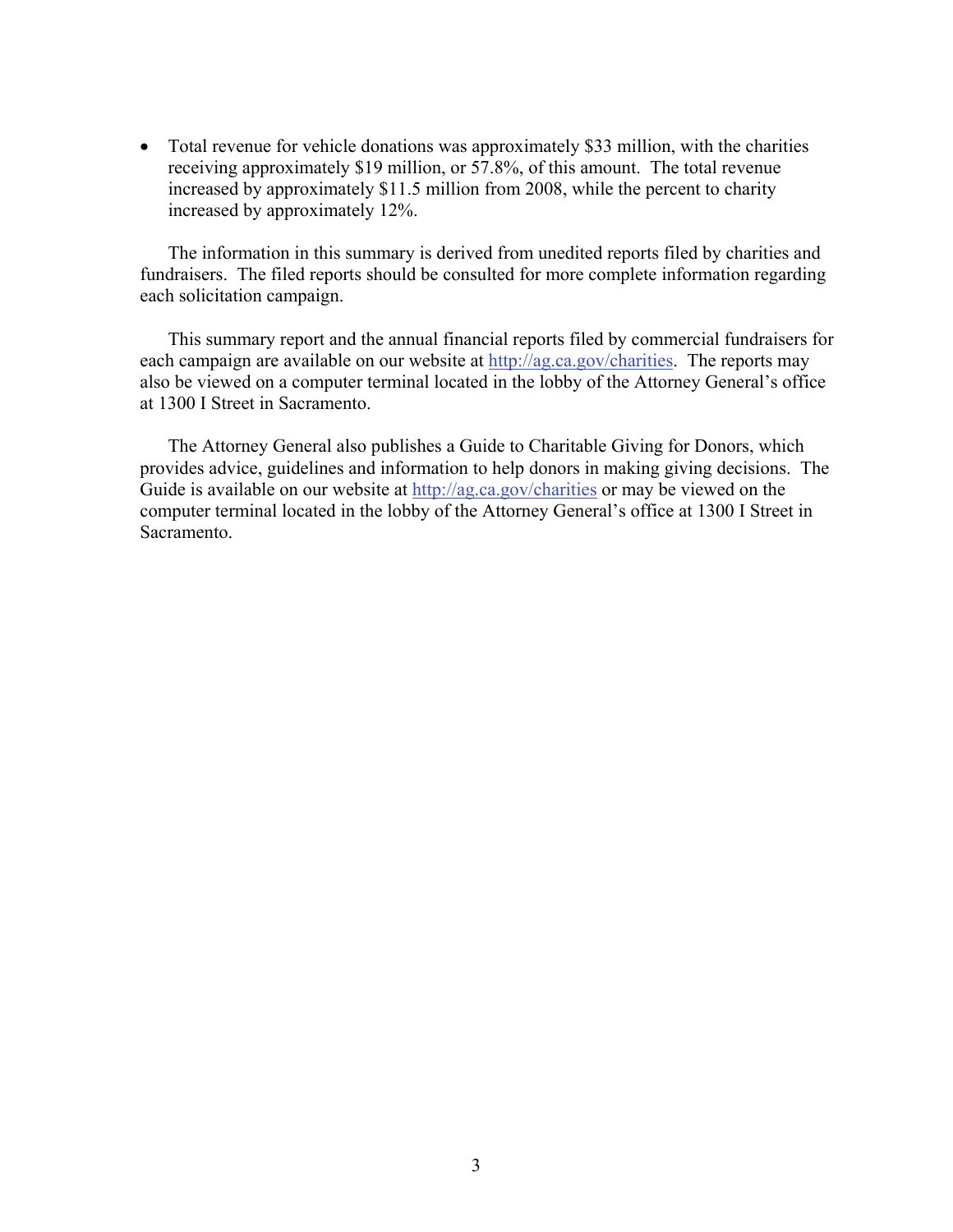- Total revenue for vehicle donations was approximately $33 million, with the charities receiving approximately $19 million, or 57.8%, of this amount. The total revenue increased by approximately $11.5 million from 2008, while the percent to charity increased by approximately 12%.

The information in this summary is derived from unedited reports filed by charities and fundraisers. The filed reports should be consulted for more complete information regarding each solicitation campaign.

This summary report and the annual financial reports filed by commercial fundraisers for each campaign are available on our website at http://ag.ca.gov/charities. The reports may also be viewed on a computer terminal located in the lobby of the Attorney General's office at 1300 I Street in Sacramento.

The Attorney General also publishes a Guide to Charitable Giving for Donors, which provides advice, guidelines and information to help donors in making giving decisions. The Guide is available on our website at http://ag.ca.gov/charities or may be viewed on the computer terminal located in the lobby of the Attorney General's office at 1300 I Street in Sacramento.